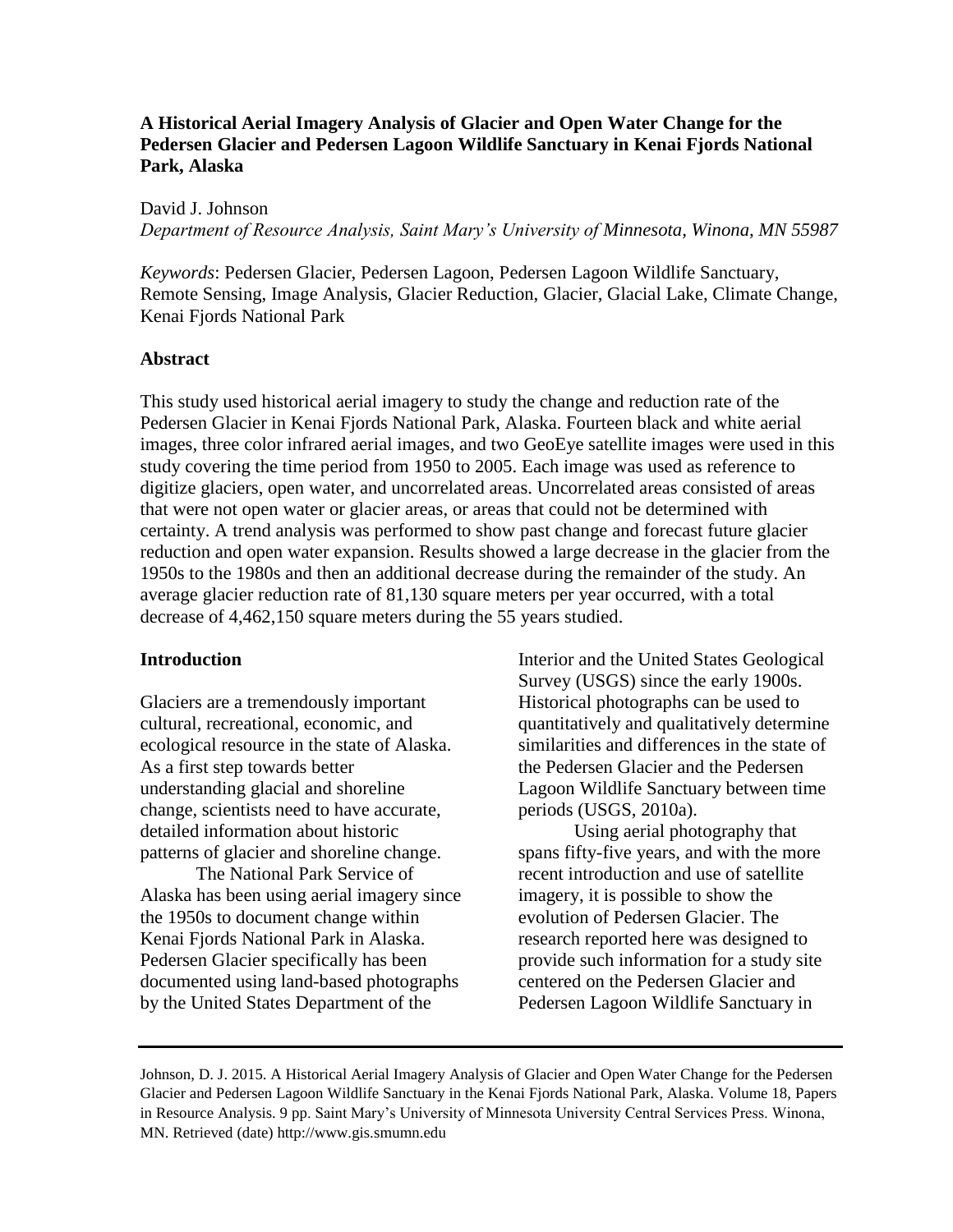# A Historical Aerial Imagery Analysis of Glacier and Open Water Change for the Pedersen Glacier and Pedersen Lagoon Wildlife Sanctuary in Kenai Fjords National Park, Alaska

David J. Johnson
*Department of Resource Analysis, Saint Mary's University of Minnesota, Winona, MN 55987*

*Keywords*: Pedersen Glacier, Pedersen Lagoon, Pedersen Lagoon Wildlife Sanctuary, Remote Sensing, Image Analysis, Glacier Reduction, Glacier, Glacial Lake, Climate Change, Kenai Fjords National Park

## Abstract

This study used historical aerial imagery to study the change and reduction rate of the Pedersen Glacier in Kenai Fjords National Park, Alaska. Fourteen black and white aerial images, three color infrared aerial images, and two GeoEye satellite images were used in this study covering the time period from 1950 to 2005. Each image was used as reference to digitize glaciers, open water, and uncorrelated areas. Uncorrelated areas consisted of areas that were not open water or glacier areas, or areas that could not be determined with certainty. A trend analysis was performed to show past change and forecast future glacier reduction and open water expansion. Results showed a large decrease in the glacier from the 1950s to the 1980s and then an additional decrease during the remainder of the study. An average glacier reduction rate of 81,130 square meters per year occurred, with a total decrease of 4,462,150 square meters during the 55 years studied.

## Introduction

Glaciers are a tremendously important cultural, recreational, economic, and ecological resource in the state of Alaska. As a first step towards better understanding glacial and shoreline change, scientists need to have accurate, detailed information about historic patterns of glacier and shoreline change.

The National Park Service of Alaska has been using aerial imagery since the 1950s to document change within Kenai Fjords National Park in Alaska. Pedersen Glacier specifically has been documented using land-based photographs by the United States Department of the Interior and the United States Geological Survey (USGS) since the early 1900s. Historical photographs can be used to quantitatively and qualitatively determine similarities and differences in the state of the Pedersen Glacier and the Pedersen Lagoon Wildlife Sanctuary between time periods (USGS, 2010a).

Using aerial photography that spans fifty-five years, and with the more recent introduction and use of satellite imagery, it is possible to show the evolution of Pedersen Glacier. The research reported here was designed to provide such information for a study site centered on the Pedersen Glacier and Pedersen Lagoon Wildlife Sanctuary in

---

Johnson, D. J. 2015. A Historical Aerial Imagery Analysis of Glacier and Open Water Change for the Pedersen Glacier and Pedersen Lagoon Wildlife Sanctuary in the Kenai Fjords National Park, Alaska. Volume 18, Papers in Resource Analysis. 9 pp. Saint Mary's University of Minnesota University Central Services Press. Winona, MN. Retrieved (date) http://www.gis.smumn.edu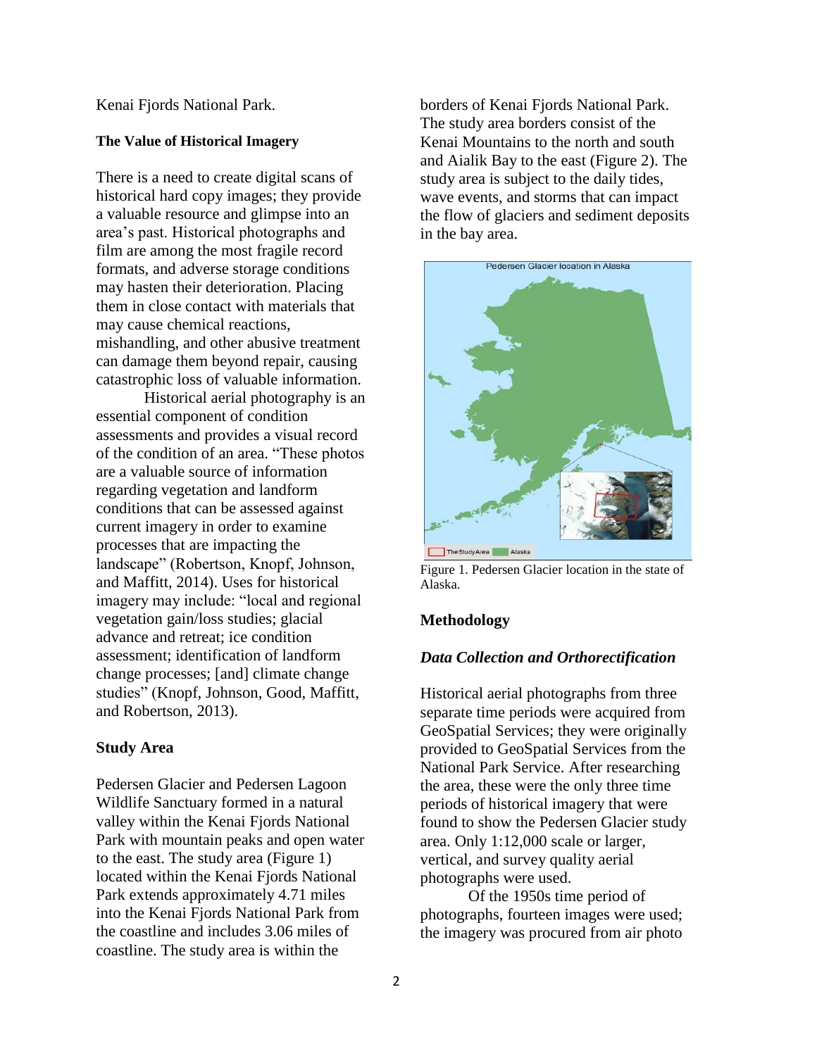Kenai Fjords National Park.

### The Value of Historical Imagery

There is a need to create digital scans of historical hard copy images; they provide a valuable resource and glimpse into an area's past. Historical photographs and film are among the most fragile record formats, and adverse storage conditions may hasten their deterioration. Placing them in close contact with materials that may cause chemical reactions, mishandling, and other abusive treatment can damage them beyond repair, causing catastrophic loss of valuable information.

Historical aerial photography is an essential component of condition assessments and provides a visual record of the condition of an area. "These photos are a valuable source of information regarding vegetation and landform conditions that can be assessed against current imagery in order to examine processes that are impacting the landscape" (Robertson, Knopf, Johnson, and Maffitt, 2014). Uses for historical imagery may include: "local and regional vegetation gain/loss studies; glacial advance and retreat; ice condition assessment; identification of landform change processes; [and] climate change studies" (Knopf, Johnson, Good, Maffitt, and Robertson, 2013).

### Study Area

Pedersen Glacier and Pedersen Lagoon Wildlife Sanctuary formed in a natural valley within the Kenai Fjords National Park with mountain peaks and open water to the east. The study area (Figure 1) located within the Kenai Fjords National Park extends approximately 4.71 miles into the Kenai Fjords National Park from the coastline and includes 3.06 miles of coastline. The study area is within the borders of Kenai Fjords National Park. The study area borders consist of the Kenai Mountains to the north and south and Aialik Bay to the east (Figure 2). The study area is subject to the daily tides, wave events, and storms that can impact the flow of glaciers and sediment deposits in the bay area.

Figure 1. Pedersen Glacier location in the state of Alaska.

### Methodology

#### *Data Collection and Orthorectification*

Historical aerial photographs from three separate time periods were acquired from GeoSpatial Services; they were originally provided to GeoSpatial Services from the National Park Service. After researching the area, these were the only three time periods of historical imagery that were found to show the Pedersen Glacier study area. Only 1:12,000 scale or larger, vertical, and survey quality aerial photographs were used.

Of the 1950s time period of photographs, fourteen images were used; the imagery was procured from air photo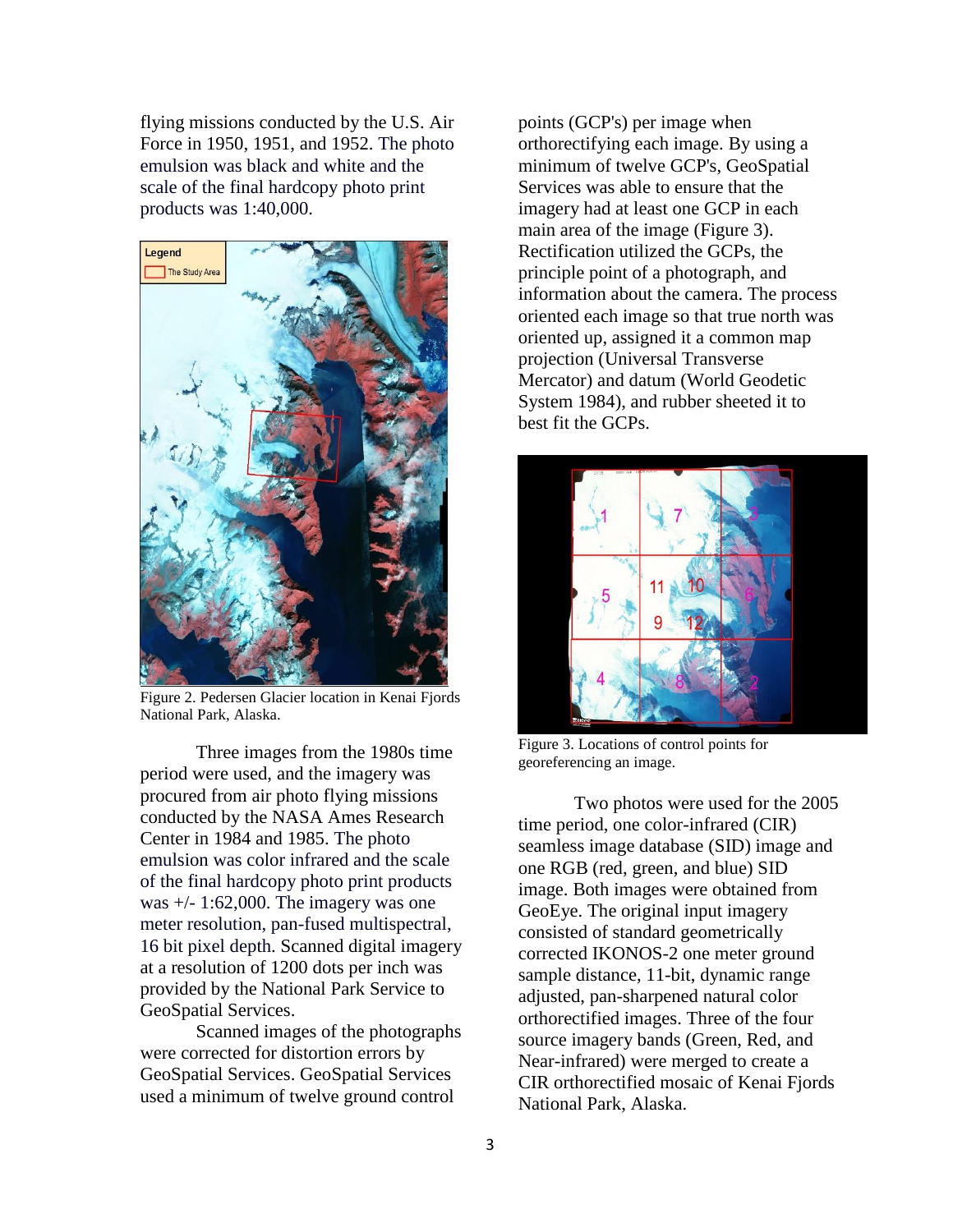flying missions conducted by the U.S. Air Force in 1950, 1951, and 1952. The photo emulsion was black and white and the scale of the final hardcopy photo print products was 1:40,000.

Figure 2. Pedersen Glacier location in Kenai Fjords National Park, Alaska.

Three images from the 1980s time period were used, and the imagery was procured from air photo flying missions conducted by the NASA Ames Research Center in 1984 and 1985. The photo emulsion was color infrared and the scale of the final hardcopy photo print products was +/- 1:62,000. The imagery was one meter resolution, pan-fused multispectral, 16 bit pixel depth. Scanned digital imagery at a resolution of 1200 dots per inch was provided by the National Park Service to GeoSpatial Services.

Scanned images of the photographs were corrected for distortion errors by GeoSpatial Services. GeoSpatial Services used a minimum of twelve ground control points (GCP's) per image when orthorectifying each image. By using a minimum of twelve GCP's, GeoSpatial Services was able to ensure that the imagery had at least one GCP in each main area of the image (Figure 3). Rectification utilized the GCPs, the principle point of a photograph, and information about the camera. The process oriented each image so that true north was oriented up, assigned it a common map projection (Universal Transverse Mercator) and datum (World Geodetic System 1984), and rubber sheeted it to best fit the GCPs.

Figure 3. Locations of control points for georeferencing an image.

Two photos were used for the 2005 time period, one color-infrared (CIR) seamless image database (SID) image and one RGB (red, green, and blue) SID image. Both images were obtained from GeoEye. The original input imagery consisted of standard geometrically corrected IKONOS-2 one meter ground sample distance, 11-bit, dynamic range adjusted, pan-sharpened natural color orthorectified images. Three of the four source imagery bands (Green, Red, and Near-infrared) were merged to create a CIR orthorectified mosaic of Kenai Fjords National Park, Alaska.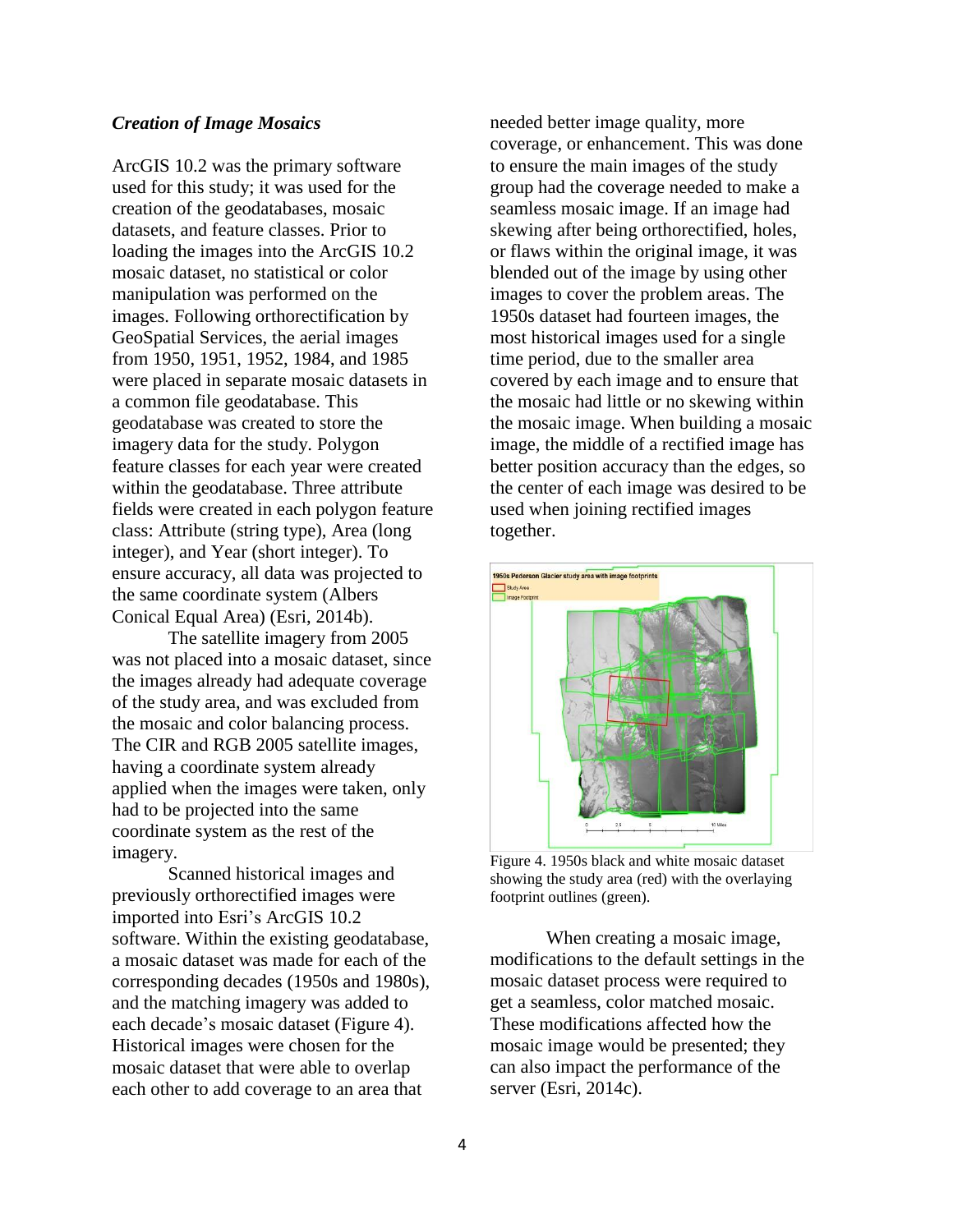### *Creation of Image Mosaics*

ArcGIS 10.2 was the primary software used for this study; it was used for the creation of the geodatabases, mosaic datasets, and feature classes. Prior to loading the images into the ArcGIS 10.2 mosaic dataset, no statistical or color manipulation was performed on the images. Following orthorectification by GeoSpatial Services, the aerial images from 1950, 1951, 1952, 1984, and 1985 were placed in separate mosaic datasets in a common file geodatabase. This geodatabase was created to store the imagery data for the study. Polygon feature classes for each year were created within the geodatabase. Three attribute fields were created in each polygon feature class: Attribute (string type), Area (long integer), and Year (short integer). To ensure accuracy, all data was projected to the same coordinate system (Albers Conical Equal Area) (Esri, 2014b).

The satellite imagery from 2005 was not placed into a mosaic dataset, since the images already had adequate coverage of the study area, and was excluded from the mosaic and color balancing process. The CIR and RGB 2005 satellite images, having a coordinate system already applied when the images were taken, only had to be projected into the same coordinate system as the rest of the imagery.

Scanned historical images and previously orthorectified images were imported into Esri's ArcGIS 10.2 software. Within the existing geodatabase, a mosaic dataset was made for each of the corresponding decades (1950s and 1980s), and the matching imagery was added to each decade's mosaic dataset (Figure 4). Historical images were chosen for the mosaic dataset that were able to overlap each other to add coverage to an area that needed better image quality, more coverage, or enhancement. This was done to ensure the main images of the study group had the coverage needed to make a seamless mosaic image. If an image had skewing after being orthorectified, holes, or flaws within the original image, it was blended out of the image by using other images to cover the problem areas. The 1950s dataset had fourteen images, the most historical images used for a single time period, due to the smaller area covered by each image and to ensure that the mosaic had little or no skewing within the mosaic image. When building a mosaic image, the middle of a rectified image has better position accuracy than the edges, so the center of each image was desired to be used when joining rectified images together.

Figure 4. 1950s black and white mosaic dataset showing the study area (red) with the overlaying footprint outlines (green).

When creating a mosaic image, modifications to the default settings in the mosaic dataset process were required to get a seamless, color matched mosaic. These modifications affected how the mosaic image would be presented; they can also impact the performance of the server (Esri, 2014c).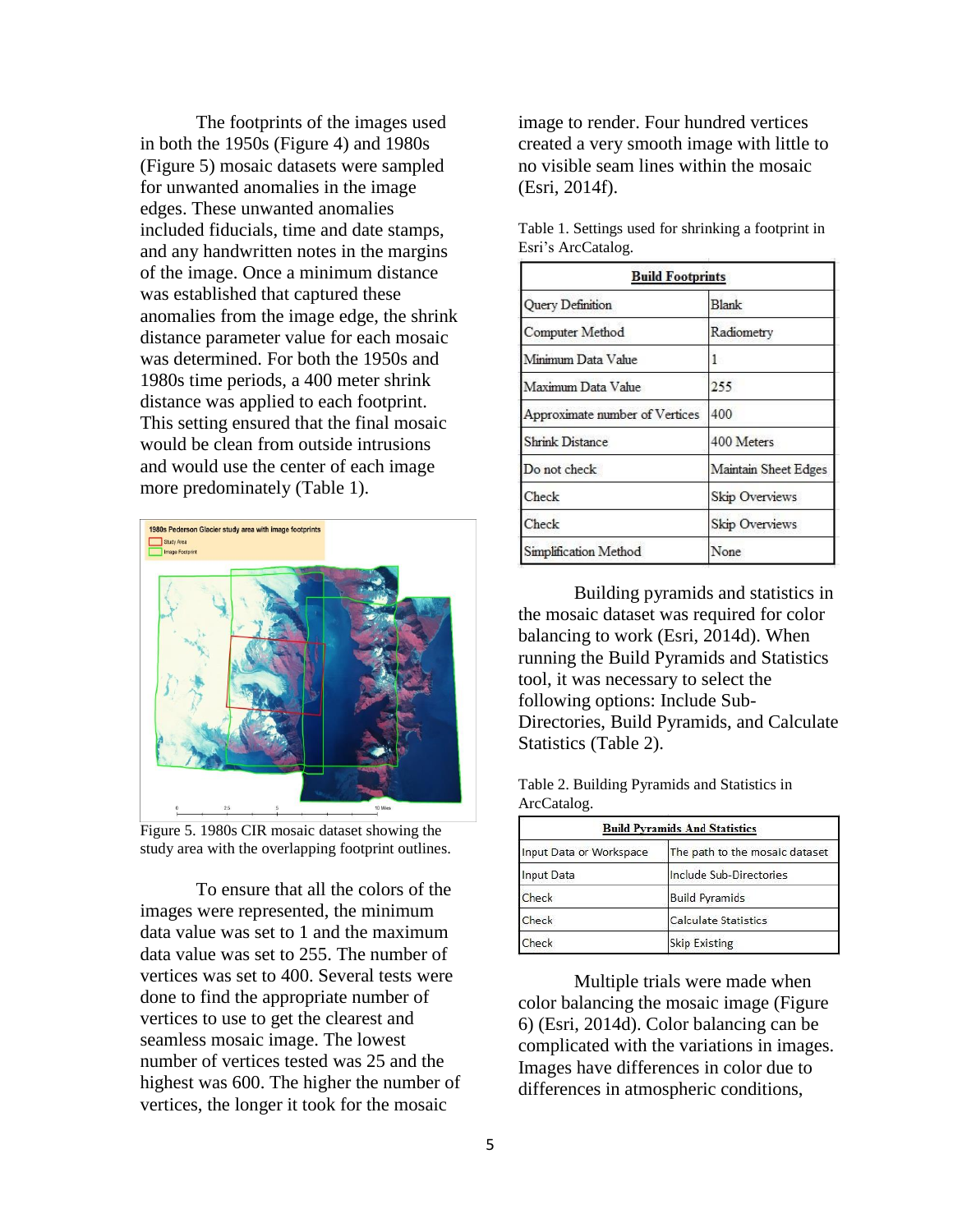The footprints of the images used in both the 1950s (Figure 4) and 1980s (Figure 5) mosaic datasets were sampled for unwanted anomalies in the image edges. These unwanted anomalies included fiducials, time and date stamps, and any handwritten notes in the margins of the image. Once a minimum distance was established that captured these anomalies from the image edge, the shrink distance parameter value for each mosaic was determined. For both the 1950s and 1980s time periods, a 400 meter shrink distance was applied to each footprint. This setting ensured that the final mosaic would be clean from outside intrusions and would use the center of each image more predominately (Table 1).

Figure 5. 1980s CIR mosaic dataset showing the study area with the overlapping footprint outlines.

To ensure that all the colors of the images were represented, the minimum data value was set to 1 and the maximum data value was set to 255. The number of vertices was set to 400. Several tests were done to find the appropriate number of vertices to use to get the clearest and seamless mosaic image. The lowest number of vertices tested was 25 and the highest was 600. The higher the number of vertices, the longer it took for the mosaic image to render. Four hundred vertices created a very smooth image with little to no visible seam lines within the mosaic (Esri, 2014f).

Table 1. Settings used for shrinking a footprint in Esri's ArcCatalog.

| **Build Footprints** | |
|---|---|
| Query Definition | Blank |
| Computer Method | Radiometry |
| Minimum Data Value | 1 |
| Maximum Data Value | 255 |
| Approximate number of Vertices | 400 |
| Shrink Distance | 400 Meters |
| Do not check | Maintain Sheet Edges |
| Check | Skip Overviews |
| Check | Skip Overviews |
| Simplification Method | None |

Building pyramids and statistics in the mosaic dataset was required for color balancing to work (Esri, 2014d). When running the Build Pyramids and Statistics tool, it was necessary to select the following options: Include Sub-Directories, Build Pyramids, and Calculate Statistics (Table 2).

Table 2. Building Pyramids and Statistics in ArcCatalog.

| **Build Pyramids And Statistics** | |
|---|---|
| Input Data or Workspace | The path to the mosaic dataset |
| Input Data | Include Sub-Directories |
| Check | Build Pyramids |
| Check | Calculate Statistics |
| Check | Skip Existing |

Multiple trials were made when color balancing the mosaic image (Figure 6) (Esri, 2014d). Color balancing can be complicated with the variations in images. Images have differences in color due to differences in atmospheric conditions,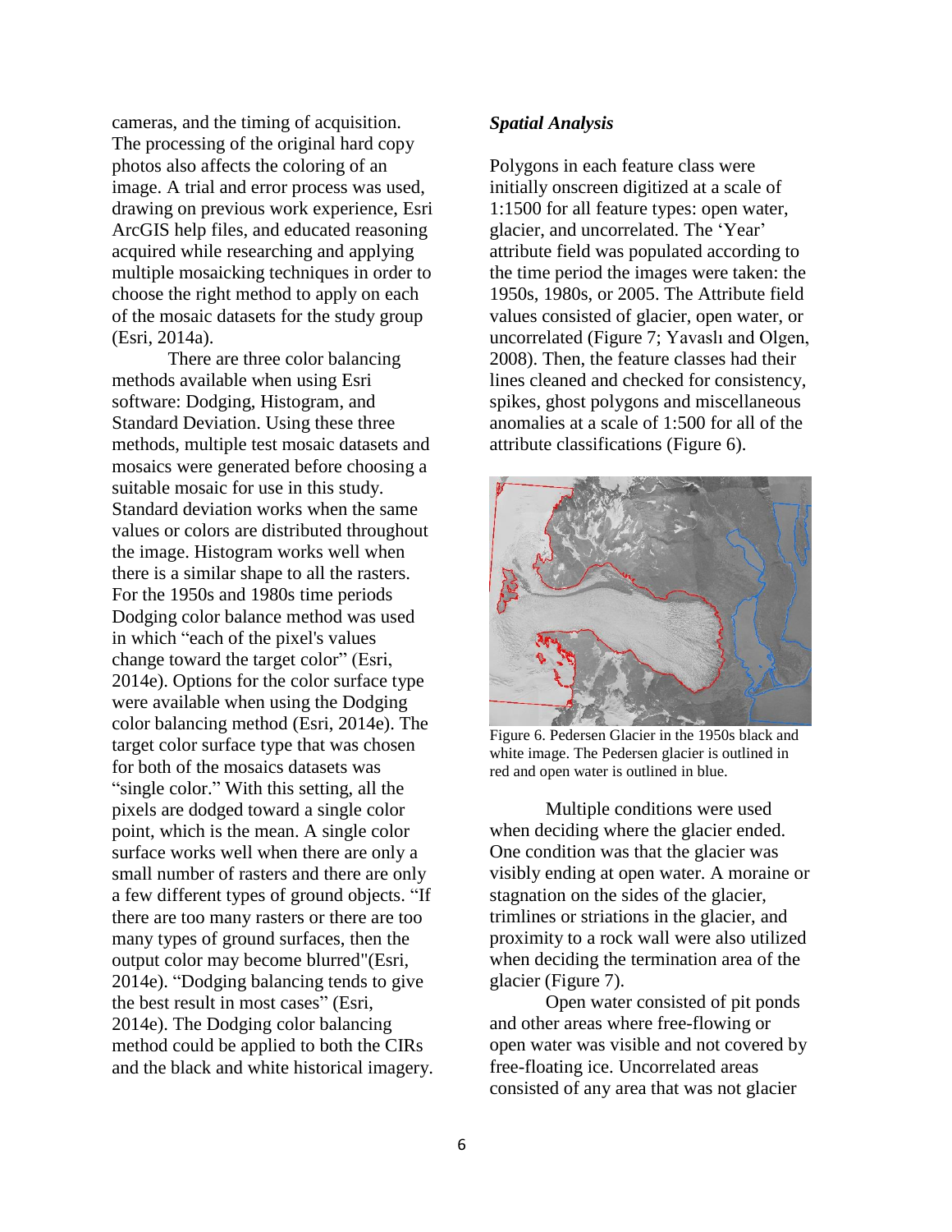cameras, and the timing of acquisition. The processing of the original hard copy photos also affects the coloring of an image. A trial and error process was used, drawing on previous work experience, Esri ArcGIS help files, and educated reasoning acquired while researching and applying multiple mosaicking techniques in order to choose the right method to apply on each of the mosaic datasets for the study group (Esri, 2014a).

There are three color balancing methods available when using Esri software: Dodging, Histogram, and Standard Deviation. Using these three methods, multiple test mosaic datasets and mosaics were generated before choosing a suitable mosaic for use in this study. Standard deviation works when the same values or colors are distributed throughout the image. Histogram works well when there is a similar shape to all the rasters. For the 1950s and 1980s time periods Dodging color balance method was used in which "each of the pixel's values change toward the target color" (Esri, 2014e). Options for the color surface type were available when using the Dodging color balancing method (Esri, 2014e). The target color surface type that was chosen for both of the mosaics datasets was "single color." With this setting, all the pixels are dodged toward a single color point, which is the mean. A single color surface works well when there are only a small number of rasters and there are only a few different types of ground objects. "If there are too many rasters or there are too many types of ground surfaces, then the output color may become blurred"(Esri, 2014e). "Dodging balancing tends to give the best result in most cases" (Esri, 2014e). The Dodging color balancing method could be applied to both the CIRs and the black and white historical imagery.

### *Spatial Analysis*

Polygons in each feature class were initially onscreen digitized at a scale of 1:1500 for all feature types: open water, glacier, and uncorrelated. The 'Year' attribute field was populated according to the time period the images were taken: the 1950s, 1980s, or 2005. The Attribute field values consisted of glacier, open water, or uncorrelated (Figure 7; Yavaslı and Olgen, 2008). Then, the feature classes had their lines cleaned and checked for consistency, spikes, ghost polygons and miscellaneous anomalies at a scale of 1:500 for all of the attribute classifications (Figure 6).

Figure 6. Pedersen Glacier in the 1950s black and white image. The Pedersen glacier is outlined in red and open water is outlined in blue.

Multiple conditions were used when deciding where the glacier ended. One condition was that the glacier was visibly ending at open water. A moraine or stagnation on the sides of the glacier, trimlines or striations in the glacier, and proximity to a rock wall were also utilized when deciding the termination area of the glacier (Figure 7).

Open water consisted of pit ponds and other areas where free-flowing or open water was visible and not covered by free-floating ice. Uncorrelated areas consisted of any area that was not glacier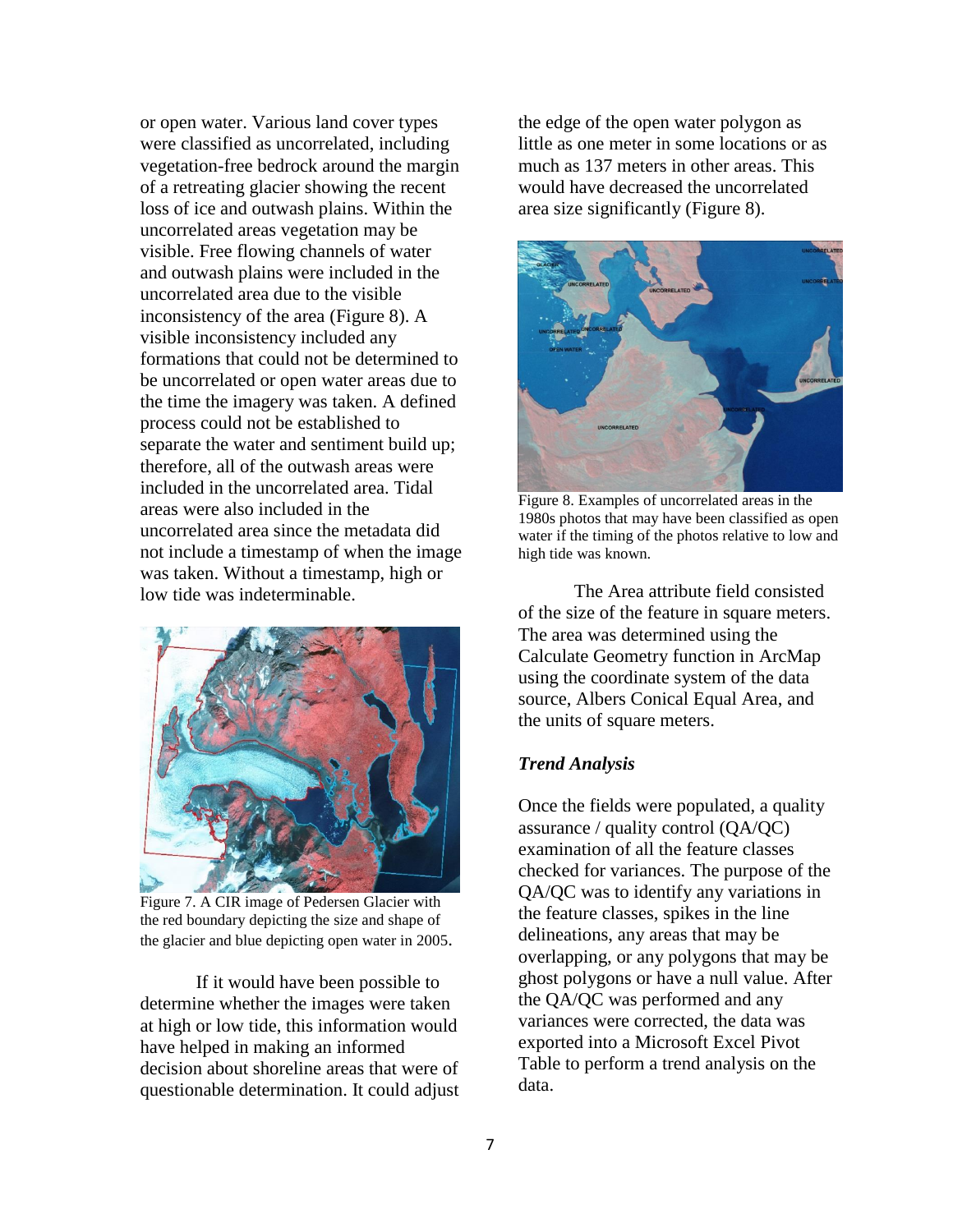or open water. Various land cover types were classified as uncorrelated, including vegetation-free bedrock around the margin of a retreating glacier showing the recent loss of ice and outwash plains. Within the uncorrelated areas vegetation may be visible. Free flowing channels of water and outwash plains were included in the uncorrelated area due to the visible inconsistency of the area (Figure 8). A visible inconsistency included any formations that could not be determined to be uncorrelated or open water areas due to the time the imagery was taken. A defined process could not be established to separate the water and sentiment build up; therefore, all of the outwash areas were included in the uncorrelated area. Tidal areas were also included in the uncorrelated area since the metadata did not include a timestamp of when the image was taken. Without a timestamp, high or low tide was indeterminable.

Figure 7. A CIR image of Pedersen Glacier with the red boundary depicting the size and shape of the glacier and blue depicting open water in 2005.

If it would have been possible to determine whether the images were taken at high or low tide, this information would have helped in making an informed decision about shoreline areas that were of questionable determination. It could adjust the edge of the open water polygon as little as one meter in some locations or as much as 137 meters in other areas. This would have decreased the uncorrelated area size significantly (Figure 8).

Figure 8. Examples of uncorrelated areas in the 1980s photos that may have been classified as open water if the timing of the photos relative to low and high tide was known.

The Area attribute field consisted of the size of the feature in square meters. The area was determined using the Calculate Geometry function in ArcMap using the coordinate system of the data source, Albers Conical Equal Area, and the units of square meters.

### *Trend Analysis*

Once the fields were populated, a quality assurance / quality control (QA/QC) examination of all the feature classes checked for variances. The purpose of the QA/QC was to identify any variations in the feature classes, spikes in the line delineations, any areas that may be overlapping, or any polygons that may be ghost polygons or have a null value. After the QA/QC was performed and any variances were corrected, the data was exported into a Microsoft Excel Pivot Table to perform a trend analysis on the data.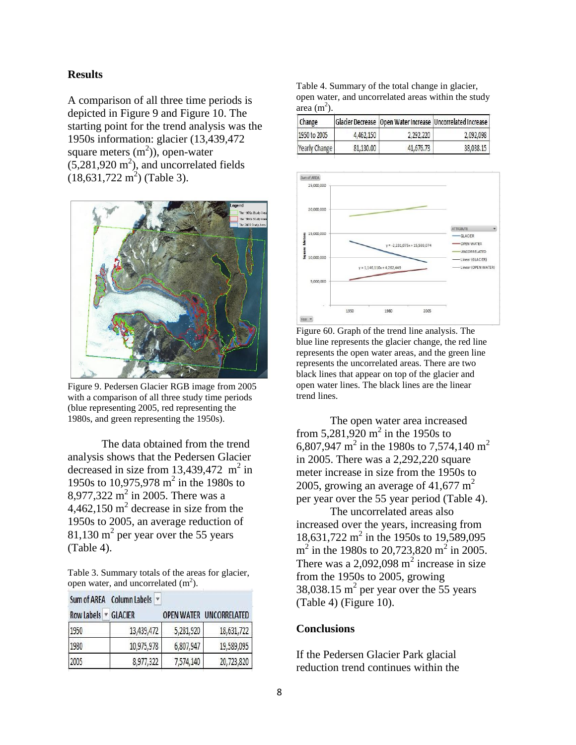## Results

A comparison of all three time periods is depicted in Figure 9 and Figure 10. The starting point for the trend analysis was the 1950s information: glacier (13,439,472 square meters ($m^2$)), open-water (5,281,920 $m^2$), and uncorrelated fields (18,631,722 $m^2$) (Table 3).

Figure 9. Pedersen Glacier RGB image from 2005 with a comparison of all three study time periods (blue representing 2005, red representing the 1980s, and green representing the 1950s).

The data obtained from the trend analysis shows that the Pedersen Glacier decreased in size from 13,439,472 $m^2$ in 1950s to 10,975,978 $m^2$ in the 1980s to 8,977,322 $m^2$ in 2005. There was a 4,462,150 $m^2$ decrease in size from the 1950s to 2005, an average reduction of 81,130 $m^2$ per year over the 55 years (Table 4).

Table 3. Summary totals of the areas for glacier, open water, and uncorrelated ($m^2$).

| Sum of AREA / Row Labels | GLACIER | OPEN WATER | UNCORRELATED |
|---|---|---|---|
| 1950 | 13,439,472 | 5,281,920 | 18,631,722 |
| 1980 | 10,975,978 | 6,807,947 | 19,589,095 |
| 2005 | 8,977,322 | 7,574,140 | 20,723,820 |

Table 4. Summary of the total change in glacier, open water, and uncorrelated areas within the study area ($m^2$).

| Change | Glacier Decrease | Open Water Increase | Uncorrelated Increase |
|---|---|---|---|
| 1950 to 2005 | 4,462,150 | 2,292,220 | 2,092,098 |
| Yearly Change | 81,130.00 | 41,676.73 | 38,038.15 |

Figure 60. Graph of the trend line analysis. The blue line represents the glacier change, the red line represents the open water areas, and the green line represents the uncorrelated areas. There are two black lines that appear on top of the glacier and open water lines. The black lines are the linear trend lines.

The open water area increased from 5,281,920 $m^2$ in the 1950s to 6,807,947 $m^2$ in the 1980s to 7,574,140 $m^2$ in 2005. There was a 2,292,220 square meter increase in size from the 1950s to 2005, growing an average of 41,677 $m^2$ per year over the 55 year period (Table 4).

The uncorrelated areas also increased over the years, increasing from 18,631,722 $m^2$ in the 1950s to 19,589,095 $m^2$ in the 1980s to 20,723,820 $m^2$ in 2005. There was a 2,092,098 $m^2$ increase in size from the 1950s to 2005, growing 38,038.15 $m^2$ per year over the 55 years (Table 4) (Figure 10).

## Conclusions

If the Pedersen Glacier Park glacial reduction trend continues within the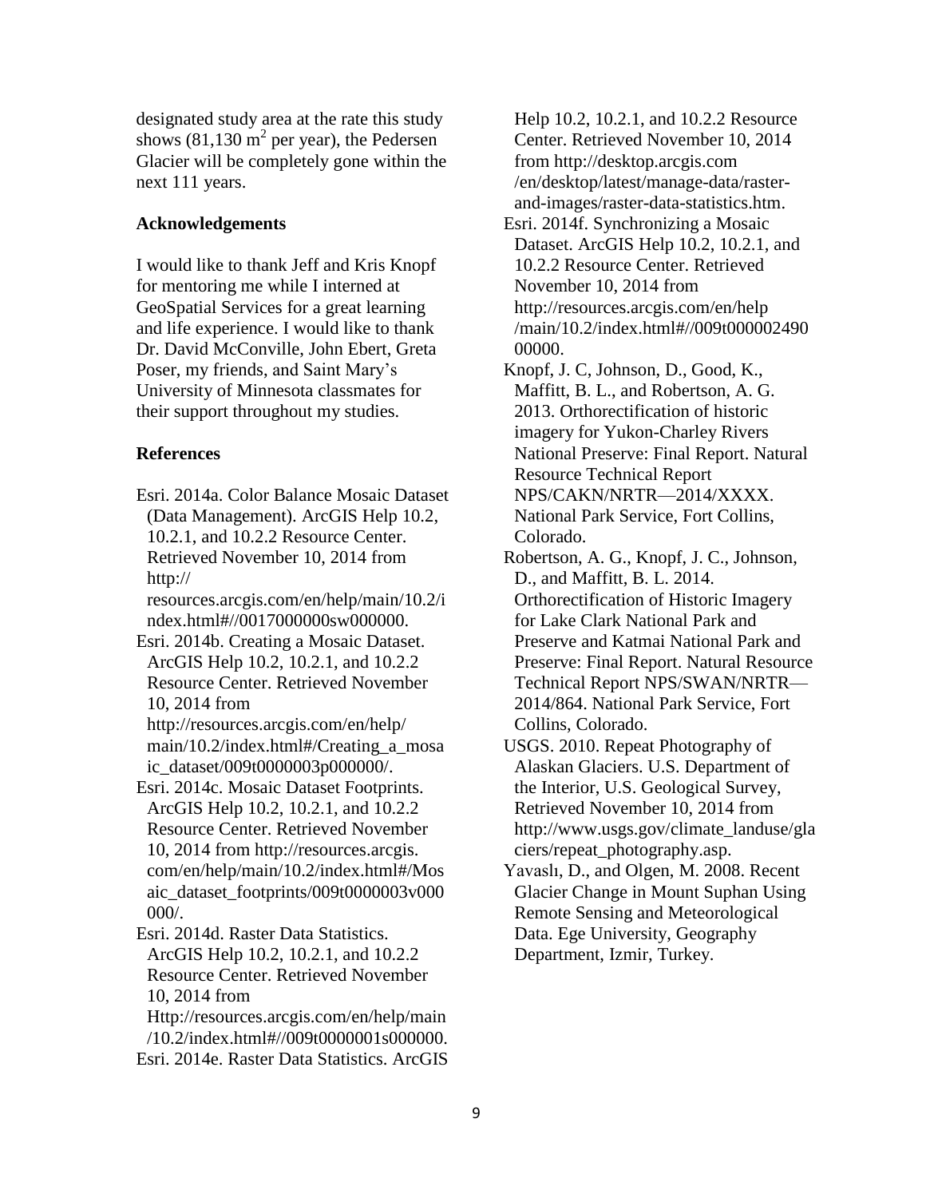designated study area at the rate this study shows (81,130 $m^2$ per year), the Pedersen Glacier will be completely gone within the next 111 years.

## Acknowledgements

I would like to thank Jeff and Kris Knopf for mentoring me while I interned at GeoSpatial Services for a great learning and life experience. I would like to thank Dr. David McConville, John Ebert, Greta Poser, my friends, and Saint Mary's University of Minnesota classmates for their support throughout my studies.

## References

Esri. 2014a. Color Balance Mosaic Dataset (Data Management). ArcGIS Help 10.2, 10.2.1, and 10.2.2 Resource Center. Retrieved November 10, 2014 from http:// resources.arcgis.com/en/help/main/10.2/index.html#//0017000000sw000000.

Esri. 2014b. Creating a Mosaic Dataset. ArcGIS Help 10.2, 10.2.1, and 10.2.2 Resource Center. Retrieved November 10, 2014 from http://resources.arcgis.com/en/help/ main/10.2/index.html#/Creating_a_mosaic_dataset/009t0000003p000000/.

Esri. 2014c. Mosaic Dataset Footprints. ArcGIS Help 10.2, 10.2.1, and 10.2.2 Resource Center. Retrieved November 10, 2014 from http://resources.arcgis. com/en/help/main/10.2/index.html#/Mosaic_dataset_footprints/009t0000003v000000/.

Esri. 2014d. Raster Data Statistics. ArcGIS Help 10.2, 10.2.1, and 10.2.2 Resource Center. Retrieved November 10, 2014 from Http://resources.arcgis.com/en/help/main /10.2/index.html#//009t0000001s000000.

Esri. 2014e. Raster Data Statistics. ArcGIS Help 10.2, 10.2.1, and 10.2.2 Resource Center. Retrieved November 10, 2014 from http://desktop.arcgis.com /en/desktop/latest/manage-data/raster-and-images/raster-data-statistics.htm.

Esri. 2014f. Synchronizing a Mosaic Dataset. ArcGIS Help 10.2, 10.2.1, and 10.2.2 Resource Center. Retrieved November 10, 2014 from http://resources.arcgis.com/en/help /main/10.2/index.html#//009t00000249000000.

Knopf, J. C, Johnson, D., Good, K., Maffitt, B. L., and Robertson, A. G. 2013. Orthorectification of historic imagery for Yukon-Charley Rivers National Preserve: Final Report. Natural Resource Technical Report NPS/CAKN/NRTR—2014/XXXX. National Park Service, Fort Collins, Colorado.

Robertson, A. G., Knopf, J. C., Johnson, D., and Maffitt, B. L. 2014. Orthorectification of Historic Imagery for Lake Clark National Park and Preserve and Katmai National Park and Preserve: Final Report. Natural Resource Technical Report NPS/SWAN/NRTR—2014/864. National Park Service, Fort Collins, Colorado.

USGS. 2010. Repeat Photography of Alaskan Glaciers. U.S. Department of the Interior, U.S. Geological Survey, Retrieved November 10, 2014 from http://www.usgs.gov/climate_landuse/glaciers/repeat_photography.asp.

Yavaslı, D., and Olgen, M. 2008. Recent Glacier Change in Mount Suphan Using Remote Sensing and Meteorological Data. Ege University, Geography Department, Izmir, Turkey.